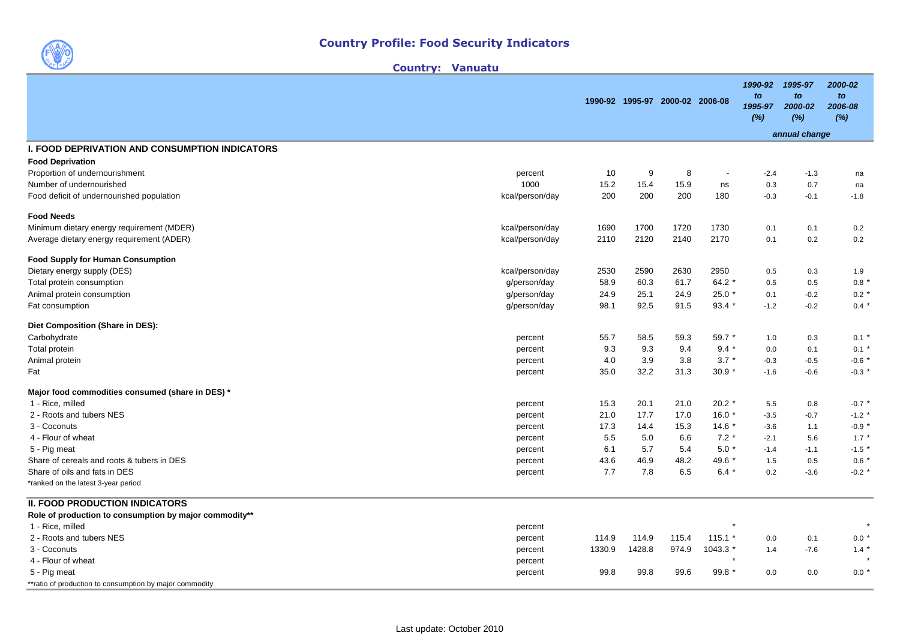# Country Profile: Food Security Indicators

## Country: Vanuatu

| | | 1990-92 | 1995-97 | 2000-02 | 2006-08 | 1990-92 to 1995-97 (%) | 1995-97 to 2000-02 (%) | 2000-02 to 2006-08 (%) |
|---|---|---|---|---|---|---|---|---|
| | | | | | | | annual change | |
| **I. FOOD DEPRIVATION AND CONSUMPTION INDICATORS** | | | | | | | | |
| **Food Deprivation** | | | | | | | | |
| Proportion of undernourishment | percent | 10 | 9 | 8 | - | -2.4 | -1.3 | na |
| Number of undernourished | 1000 | 15.2 | 15.4 | 15.9 | ns | 0.3 | 0.7 | na |
| Food deficit of undernourished population | kcal/person/day | 200 | 200 | 200 | 180 | -0.3 | -0.1 | -1.8 |
| **Food Needs** | | | | | | | | |
| Minimum dietary energy requirement (MDER) | kcal/person/day | 1690 | 1700 | 1720 | 1730 | 0.1 | 0.1 | 0.2 |
| Average dietary energy requirement (ADER) | kcal/person/day | 2110 | 2120 | 2140 | 2170 | 0.1 | 0.2 | 0.2 |
| **Food Supply for Human Consumption** | | | | | | | | |
| Dietary energy supply (DES) | kcal/person/day | 2530 | 2590 | 2630 | 2950 | 0.5 | 0.3 | 1.9 |
| Total protein consumption | g/person/day | 58.9 | 60.3 | 61.7 | 64.2 * | 0.5 | 0.5 | 0.8 * |
| Animal protein consumption | g/person/day | 24.9 | 25.1 | 24.9 | 25.0 * | 0.1 | -0.2 | 0.2 * |
| Fat consumption | g/person/day | 98.1 | 92.5 | 91.5 | 93.4 * | -1.2 | -0.2 | 0.4 * |
| **Diet Composition (Share in DES):** | | | | | | | | |
| Carbohydrate | percent | 55.7 | 58.5 | 59.3 | 59.7 * | 1.0 | 0.3 | 0.1 * |
| Total protein | percent | 9.3 | 9.3 | 9.4 | 9.4 * | 0.0 | 0.1 | 0.1 * |
| Animal protein | percent | 4.0 | 3.9 | 3.8 | 3.7 * | -0.3 | -0.5 | -0.6 * |
| Fat | percent | 35.0 | 32.2 | 31.3 | 30.9 * | -1.6 | -0.6 | -0.3 * |
| **Major food commodities consumed (share in DES) *** | | | | | | | | |
| 1 - Rice, milled | percent | 15.3 | 20.1 | 21.0 | 20.2 * | 5.5 | 0.8 | -0.7 * |
| 2 - Roots and tubers NES | percent | 21.0 | 17.7 | 17.0 | 16.0 * | -3.5 | -0.7 | -1.2 * |
| 3 - Coconuts | percent | 17.3 | 14.4 | 15.3 | 14.6 * | -3.6 | 1.1 | -0.9 * |
| 4 - Flour of wheat | percent | 5.5 | 5.0 | 6.6 | 7.2 * | -2.1 | 5.6 | 1.7 * |
| 5 - Pig meat | percent | 6.1 | 5.7 | 5.4 | 5.0 * | -1.4 | -1.1 | -1.5 * |
| Share of cereals and roots & tubers in DES | percent | 43.6 | 46.9 | 48.2 | 49.6 * | 1.5 | 0.5 | 0.6 * |
| Share of oils and fats in DES | percent | 7.7 | 7.8 | 6.5 | 6.4 * | 0.2 | -3.6 | -0.2 * |

*ranked on the latest 3-year period

| | | 1990-92 | 1995-97 | 2000-02 | 2006-08 | 1990-92 to 1995-97 (%) | 1995-97 to 2000-02 (%) | 2000-02 to 2006-08 (%) |
|---|---|---|---|---|---|---|---|---|
| **II. FOOD PRODUCTION INDICATORS** | | | | | | | | |
| **Role of production to consumption by major commodity**** | | | | | | | | |
| 1 - Rice, milled | percent | | | | * | | | * |
| 2 - Roots and tubers NES | percent | 114.9 | 114.9 | 115.4 | 115.1 * | 0.0 | 0.1 | 0.0 * |
| 3 - Coconuts | percent | 1330.9 | 1428.8 | 974.9 | 1043.3 * | 1.4 | -7.6 | 1.4 * |
| 4 - Flour of wheat | percent | | | | * | | | * |
| 5 - Pig meat | percent | 99.8 | 99.8 | 99.6 | 99.8 * | 0.0 | 0.0 | 0.0 * |

**ratio of production to consumption by major commodity

Last update: October 2010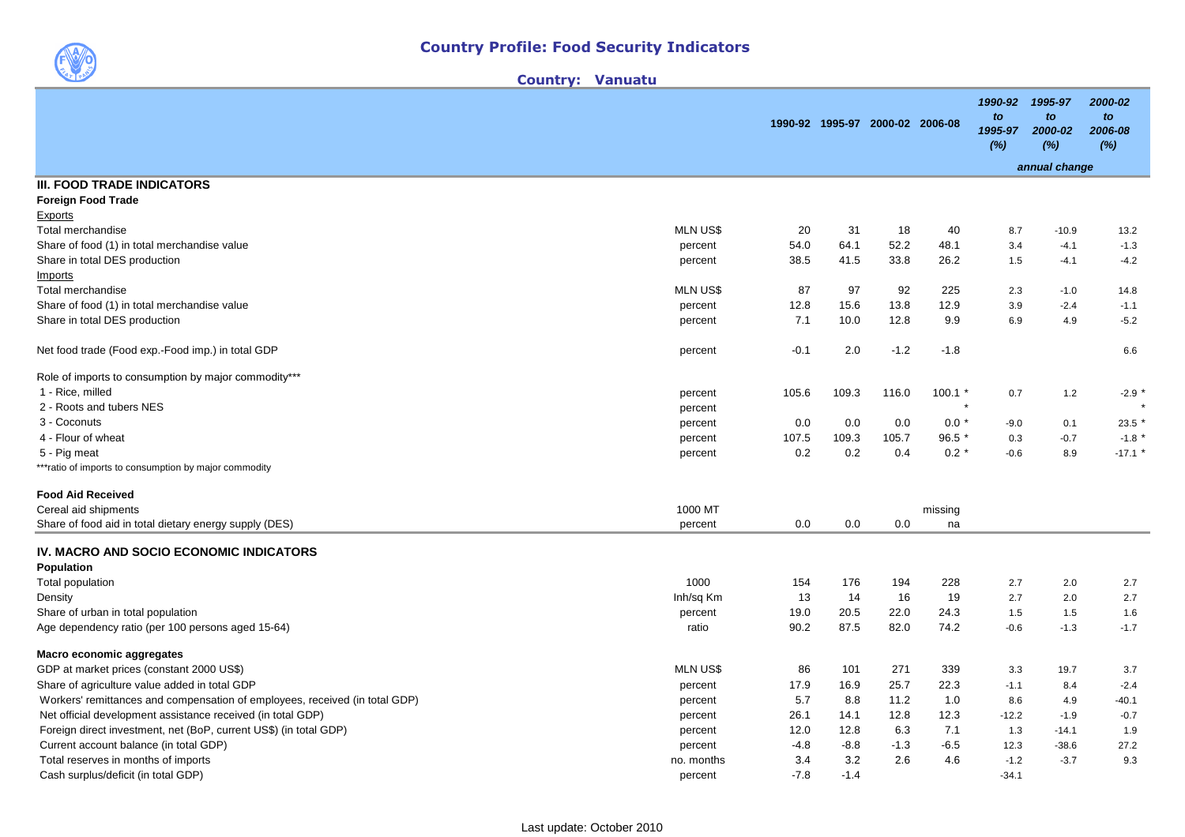# Country Profile: Food Security Indicators

**Country: Vanuatu**

| | | 1990-92 | 1995-97 | 2000-02 | 2006-08 | 1990-92 to 1995-97 (%) | 1995-97 to 2000-02 (%) | 2000-02 to 2006-08 (%) |
|---|---|---|---|---|---|---|---|---|
| | | | | | | annual change | | |
| **III. FOOD TRADE INDICATORS** | | | | | | | | |
| **Foreign Food Trade** | | | | | | | | |
| Exports | | | | | | | | |
| Total merchandise | MLN US$ | 20 | 31 | 18 | 40 | 8.7 | -10.9 | 13.2 |
| Share of food (1) in total merchandise value | percent | 54.0 | 64.1 | 52.2 | 48.1 | 3.4 | -4.1 | -1.3 |
| Share in total DES production | percent | 38.5 | 41.5 | 33.8 | 26.2 | 1.5 | -4.1 | -4.2 |
| Imports | | | | | | | | |
| Total merchandise | MLN US$ | 87 | 97 | 92 | 225 | 2.3 | -1.0 | 14.8 |
| Share of food (1) in total merchandise value | percent | 12.8 | 15.6 | 13.8 | 12.9 | 3.9 | -2.4 | -1.1 |
| Share in total DES production | percent | 7.1 | 10.0 | 12.8 | 9.9 | 6.9 | 4.9 | -5.2 |
| Net food trade (Food exp.-Food imp.) in total GDP | percent | -0.1 | 2.0 | -1.2 | -1.8 | | | 6.6 |
| Role of imports to consumption by major commodity*** | | | | | | | | |
| 1 - Rice, milled | percent | 105.6 | 109.3 | 116.0 | 100.1 * | 0.7 | 1.2 | -2.9 * |
| 2 - Roots and tubers NES | percent | | | | * | | | * |
| 3 - Coconuts | percent | 0.0 | 0.0 | 0.0 | 0.0 * | -9.0 | 0.1 | 23.5 * |
| 4 - Flour of wheat | percent | 107.5 | 109.3 | 105.7 | 96.5 * | 0.3 | -0.7 | -1.8 * |
| 5 - Pig meat | percent | 0.2 | 0.2 | 0.4 | 0.2 * | -0.6 | 8.9 | -17.1 * |
| ***ratio of imports to consumption by major commodity | | | | | | | | |
| **Food Aid Received** | | | | | | | | |
| Cereal aid shipments | 1000 MT | | | | missing | | | |
| Share of food aid in total dietary energy supply (DES) | percent | 0.0 | 0.0 | 0.0 | na | | | |
| **IV. MACRO AND SOCIO ECONOMIC INDICATORS** | | | | | | | | |
| **Population** | | | | | | | | |
| Total population | 1000 | 154 | 176 | 194 | 228 | 2.7 | 2.0 | 2.7 |
| Density | Inh/sq Km | 13 | 14 | 16 | 19 | 2.7 | 2.0 | 2.7 |
| Share of urban in total population | percent | 19.0 | 20.5 | 22.0 | 24.3 | 1.5 | 1.5 | 1.6 |
| Age dependency ratio (per 100 persons aged 15-64) | ratio | 90.2 | 87.5 | 82.0 | 74.2 | -0.6 | -1.3 | -1.7 |
| **Macro economic aggregates** | | | | | | | | |
| GDP at market prices (constant 2000 US$) | MLN US$ | 86 | 101 | 271 | 339 | 3.3 | 19.7 | 3.7 |
| Share of agriculture value added in total GDP | percent | 17.9 | 16.9 | 25.7 | 22.3 | -1.1 | 8.4 | -2.4 |
| Workers' remittances and compensation of employees, received (in total GDP) | percent | 5.7 | 8.8 | 11.2 | 1.0 | 8.6 | 4.9 | -40.1 |
| Net official development assistance received (in total GDP) | percent | 26.1 | 14.1 | 12.8 | 12.3 | -12.2 | -1.9 | -0.7 |
| Foreign direct investment, net (BoP, current US$) (in total GDP) | percent | 12.0 | 12.8 | 6.3 | 7.1 | 1.3 | -14.1 | 1.9 |
| Current account balance (in total GDP) | percent | -4.8 | -8.8 | -1.3 | -6.5 | 12.3 | -38.6 | 27.2 |
| Total reserves in months of imports | no. months | 3.4 | 3.2 | 2.6 | 4.6 | -1.2 | -3.7 | 9.3 |
| Cash surplus/deficit (in total GDP) | percent | -7.8 | -1.4 | | | -34.1 | | |

Last update: October 2010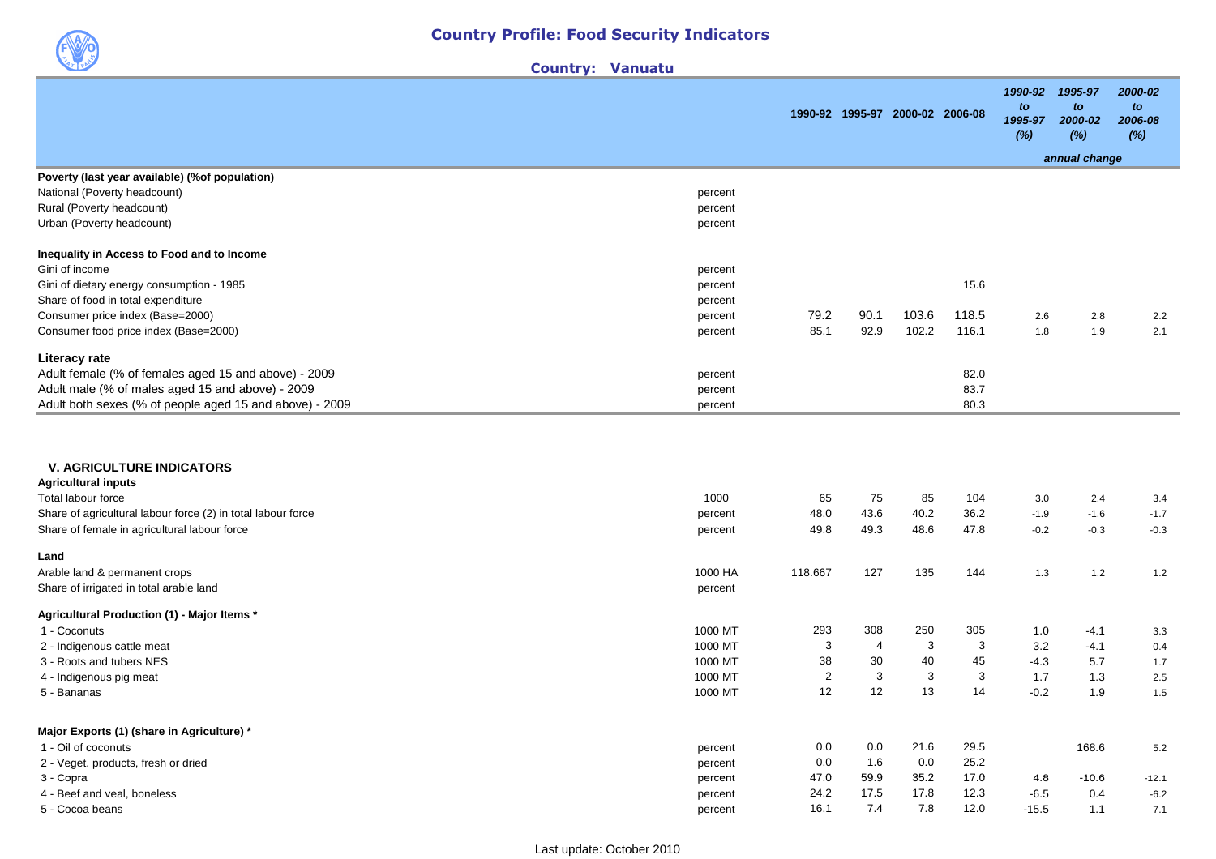## Country Profile: Food Security Indicators

### Country: Vanuatu

| | | 1990-92 | 1995-97 | 2000-02 | 2006-08 | 1990-92 to 1995-97 (%) | 1995-97 to 2000-02 (%) | 2000-02 to 2006-08 (%) |
|---|---|---|---|---|---|---|---|---|
| | | | | | | | annual change | |
| **Poverty (last year available) (%of population)** | | | | | | | | |
| National (Poverty headcount) | percent | | | | | | | |
| Rural (Poverty headcount) | percent | | | | | | | |
| Urban (Poverty headcount) | percent | | | | | | | |
| **Inequality in Access to Food and to Income** | | | | | | | | |
| Gini of income | percent | | | | | | | |
| Gini of dietary energy consumption - 1985 | percent | | | | 15.6 | | | |
| Share of food in total expenditure | percent | | | | | | | |
| Consumer price index (Base=2000) | percent | 79.2 | 90.1 | 103.6 | 118.5 | 2.6 | 2.8 | 2.2 |
| Consumer food price index (Base=2000) | percent | 85.1 | 92.9 | 102.2 | 116.1 | 1.8 | 1.9 | 2.1 |
| **Literacy rate** | | | | | | | | |
| Adult female (% of females aged 15 and above) - 2009 | percent | | | | 82.0 | | | |
| Adult male (% of males aged 15 and above) - 2009 | percent | | | | 83.7 | | | |
| Adult both sexes (% of people aged 15 and above) - 2009 | percent | | | | 80.3 | | | |

### V. AGRICULTURE INDICATORS

| | | 1990-92 | 1995-97 | 2000-02 | 2006-08 | 1990-92 to 1995-97 (%) | 1995-97 to 2000-02 (%) | 2000-02 to 2006-08 (%) |
|---|---|---|---|---|---|---|---|---|
| **Agricultural inputs** | | | | | | | | |
| Total labour force | 1000 | 65 | 75 | 85 | 104 | 3.0 | 2.4 | 3.4 |
| Share of agricultural labour force (2) in total labour force | percent | 48.0 | 43.6 | 40.2 | 36.2 | -1.9 | -1.6 | -1.7 |
| Share of female in agricultural labour force | percent | 49.8 | 49.3 | 48.6 | 47.8 | -0.2 | -0.3 | -0.3 |
| **Land** | | | | | | | | |
| Arable land & permanent crops | 1000 HA | 118.667 | 127 | 135 | 144 | 1.3 | 1.2 | 1.2 |
| Share of irrigated in total arable land | percent | | | | | | | |
| **Agricultural Production (1) - Major Items *** | | | | | | | | |
| 1 - Coconuts | 1000 MT | 293 | 308 | 250 | 305 | 1.0 | -4.1 | 3.3 |
| 2 - Indigenous cattle meat | 1000 MT | 3 | 4 | 3 | 3 | 3.2 | -4.1 | 0.4 |
| 3 - Roots and tubers NES | 1000 MT | 38 | 30 | 40 | 45 | -4.3 | 5.7 | 1.7 |
| 4 - Indigenous pig meat | 1000 MT | 2 | 3 | 3 | 3 | 1.7 | 1.3 | 2.5 |
| 5 - Bananas | 1000 MT | 12 | 12 | 13 | 14 | -0.2 | 1.9 | 1.5 |
| **Major Exports (1) (share in Agriculture) *** | | | | | | | | |
| 1 - Oil of coconuts | percent | 0.0 | 0.0 | 21.6 | 29.5 | | 168.6 | 5.2 |
| 2 - Veget. products, fresh or dried | percent | 0.0 | 1.6 | 0.0 | 25.2 | | | |
| 3 - Copra | percent | 47.0 | 59.9 | 35.2 | 17.0 | 4.8 | -10.6 | -12.1 |
| 4 - Beef and veal, boneless | percent | 24.2 | 17.5 | 17.8 | 12.3 | -6.5 | 0.4 | -6.2 |
| 5 - Cocoa beans | percent | 16.1 | 7.4 | 7.8 | 12.0 | -15.5 | 1.1 | 7.1 |

Last update: October 2010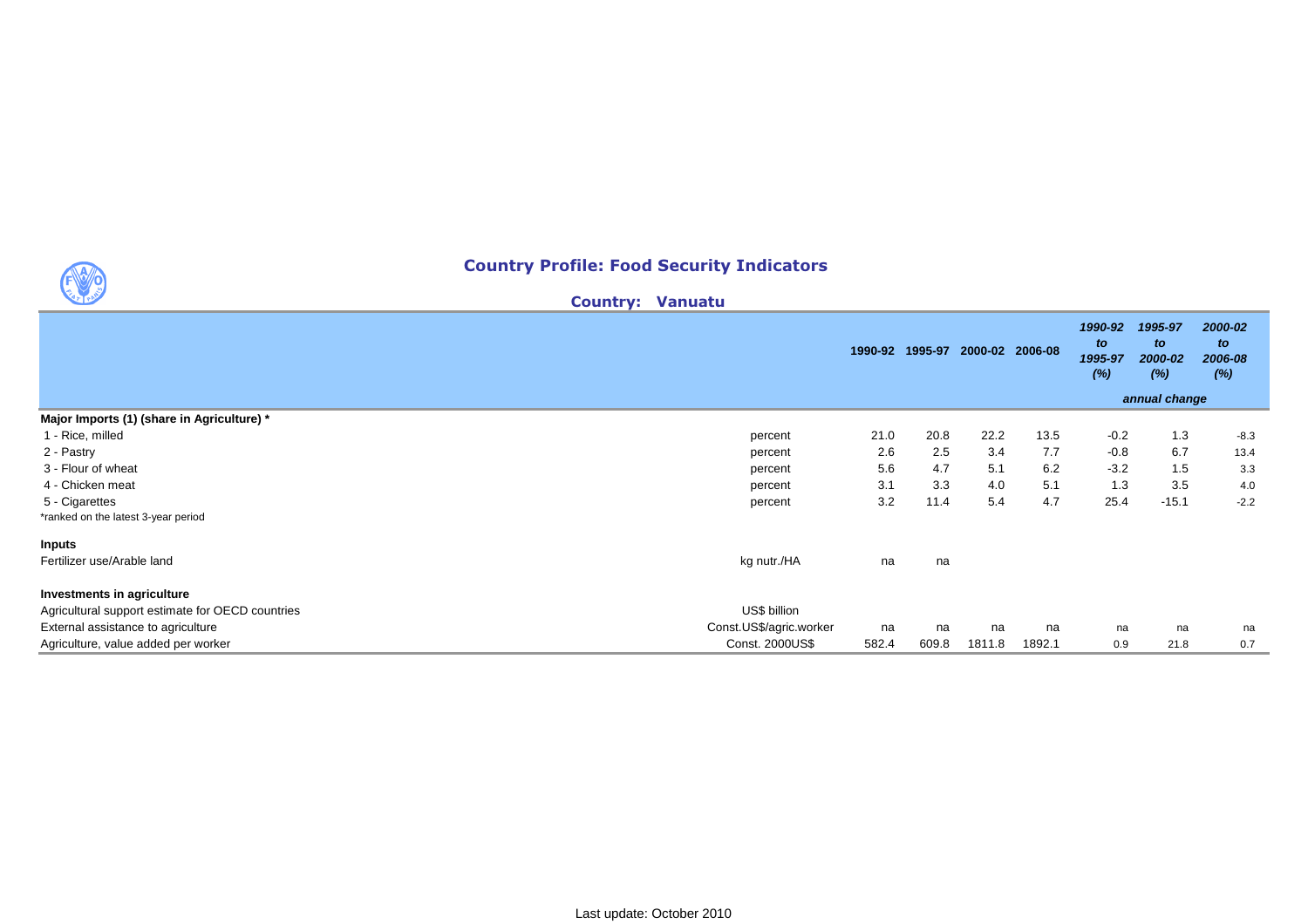# Country Profile: Food Security Indicators

## Country: Vanuatu

| | | 1990-92 | 1995-97 | 2000-02 | 2006-08 | 1990-92 to 1995-97 (%) | 1995-97 to 2000-02 (%) | 2000-02 to 2006-08 (%) |
|---|---|---|---|---|---|---|---|---|
| | | | | | | | annual change | |
| **Major Imports (1) (share in Agriculture) *** | | | | | | | | |
| 1 - Rice, milled | percent | 21.0 | 20.8 | 22.2 | 13.5 | -0.2 | 1.3 | -8.3 |
| 2 - Pastry | percent | 2.6 | 2.5 | 3.4 | 7.7 | -0.8 | 6.7 | 13.4 |
| 3 - Flour of wheat | percent | 5.6 | 4.7 | 5.1 | 6.2 | -3.2 | 1.5 | 3.3 |
| 4 - Chicken meat | percent | 3.1 | 3.3 | 4.0 | 5.1 | 1.3 | 3.5 | 4.0 |
| 5 - Cigarettes | percent | 3.2 | 11.4 | 5.4 | 4.7 | 25.4 | -15.1 | -2.2 |
| *ranked on the latest 3-year period | | | | | | | | |
| **Inputs** | | | | | | | | |
| Fertilizer use/Arable land | kg nutr./HA | na | na | | | | | |
| **Investments in agriculture** | | | | | | | | |
| Agricultural support estimate for OECD countries | US$ billion | | | | | | | |
| External assistance to agriculture | Const.US$/agric.worker | na | na | na | na | na | na | na |
| Agriculture, value added per worker | Const. 2000US$ | 582.4 | 609.8 | 1811.8 | 1892.1 | 0.9 | 21.8 | 0.7 |

Last update: October 2010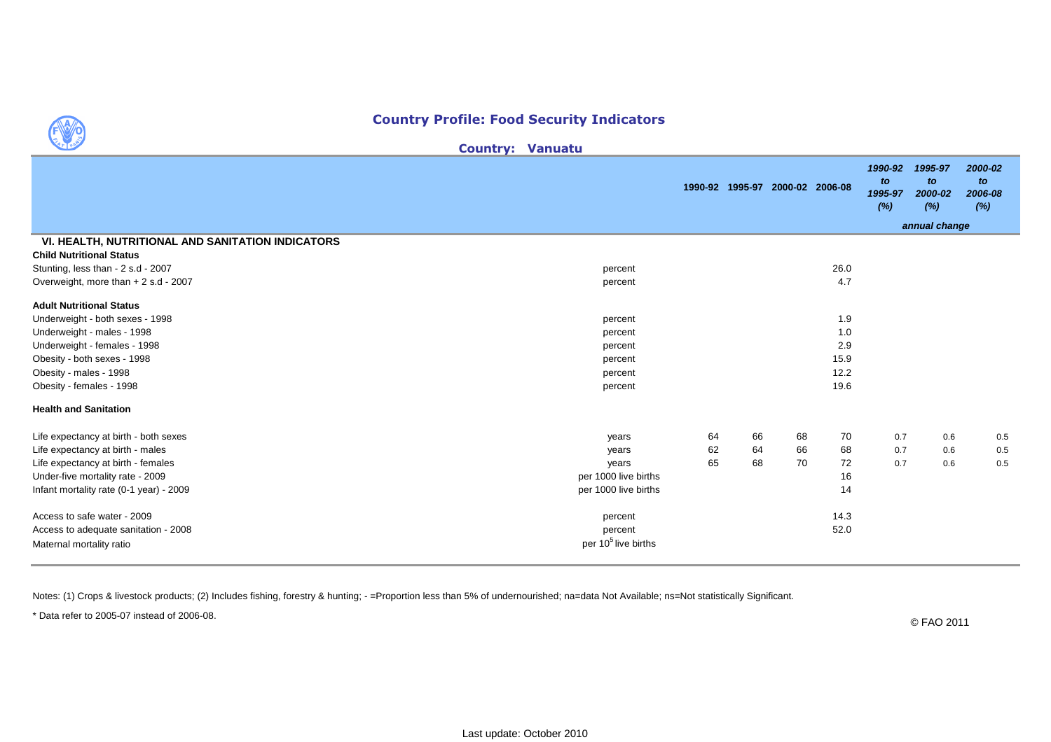## Country Profile: Food Security Indicators

### Country: Vanuatu

| | | 1990-92 | 1995-97 | 2000-02 | 2006-08 | 1990-92 to 1995-97 (%) | 1995-97 to 2000-02 (%) | 2000-02 to 2006-08 (%) |
|---|---|---|---|---|---|---|---|---|
| | | | | | | | *annual change* | |
| **VI. HEALTH, NUTRITIONAL AND SANITATION INDICATORS** | | | | | | | | |
| **Child Nutritional Status** | | | | | | | | |
| Stunting, less than - 2 s.d - 2007 | percent | | | | 26.0 | | | |
| Overweight, more than + 2 s.d - 2007 | percent | | | | 4.7 | | | |
| **Adult Nutritional Status** | | | | | | | | |
| Underweight - both sexes - 1998 | percent | | | | 1.9 | | | |
| Underweight - males - 1998 | percent | | | | 1.0 | | | |
| Underweight - females - 1998 | percent | | | | 2.9 | | | |
| Obesity - both sexes - 1998 | percent | | | | 15.9 | | | |
| Obesity - males - 1998 | percent | | | | 12.2 | | | |
| Obesity - females - 1998 | percent | | | | 19.6 | | | |
| **Health and Sanitation** | | | | | | | | |
| Life expectancy at birth - both sexes | years | 64 | 66 | 68 | 70 | 0.7 | 0.6 | 0.5 |
| Life expectancy at birth - males | years | 62 | 64 | 66 | 68 | 0.7 | 0.6 | 0.5 |
| Life expectancy at birth - females | years | 65 | 68 | 70 | 72 | 0.7 | 0.6 | 0.5 |
| Under-five mortality rate - 2009 | per 1000 live births | | | | 16 | | | |
| Infant mortality rate (0-1 year) - 2009 | per 1000 live births | | | | 14 | | | |
| Access to safe water - 2009 | percent | | | | 14.3 | | | |
| Access to adequate sanitation - 2008 | percent | | | | 52.0 | | | |
| Maternal mortality ratio | per $10^5$ live births | | | | | | | |

Notes: (1) Crops & livestock products; (2) Includes fishing, forestry & hunting; - =Proportion less than 5% of undernourished; na=data Not Available; ns=Not statistically Significant.

* Data refer to 2005-07 instead of 2006-08.

© FAO 2011

Last update: October 2010